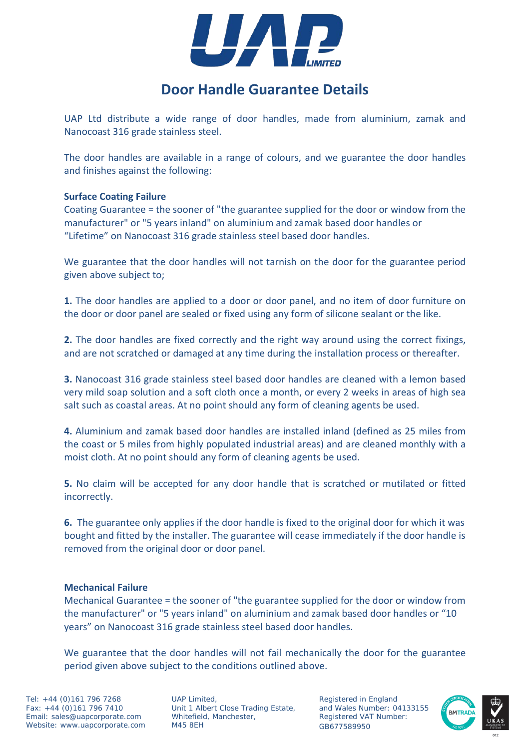# Door Handle Guarantee Details

UAP Ltd distribute a wide range of door handles, made from aluminium, zamak and Nanocoast 316 grade stainless steel.

The door handles are available in a range of colours, and we guarantee the door handles and finishes against the following:

**Surface Coating Failure**
Coating Guarantee = the sooner of "the guarantee supplied for the door or window from the manufacturer" or "5 years inland" on aluminium and zamak based door handles or "Lifetime" on Nanocoast 316 grade stainless steel based door handles.

We guarantee that the door handles will not tarnish on the door for the guarantee period given above subject to;

**1.** The door handles are applied to a door or door panel, and no item of door furniture on the door or door panel are sealed or fixed using any form of silicone sealant or the like.

**2.** The door handles are fixed correctly and the right way around using the correct fixings, and are not scratched or damaged at any time during the installation process or thereafter.

**3.** Nanocoast 316 grade stainless steel based door handles are cleaned with a lemon based very mild soap solution and a soft cloth once a month, or every 2 weeks in areas of high sea salt such as coastal areas. At no point should any form of cleaning agents be used.

**4.** Aluminium and zamak based door handles are installed inland (defined as 25 miles from the coast or 5 miles from highly populated industrial areas) and are cleaned monthly with a moist cloth. At no point should any form of cleaning agents be used.

**5.** No claim will be accepted for any door handle that is scratched or mutilated or fitted incorrectly.

**6.** The guarantee only applies if the door handle is fixed to the original door for which it was bought and fitted by the installer. The guarantee will cease immediately if the door handle is removed from the original door or door panel.

**Mechanical Failure**
Mechanical Guarantee = the sooner of "the guarantee supplied for the door or window from the manufacturer" or "5 years inland" on aluminium and zamak based door handles or "10 years" on Nanocoast 316 grade stainless steel based door handles.

We guarantee that the door handles will not fail mechanically the door for the guarantee period given above subject to the conditions outlined above.

Tel: +44 (0)161 796 7268
Fax: +44 (0)161 796 7410
Email: sales@uapcorporate.com
Website: www.uapcorporate.com

UAP Limited,
Unit 1 Albert Close Trading Estate,
Whitefield, Manchester,
M45 8EH

Registered in England and Wales Number: 04133155
Registered VAT Number: GB677589950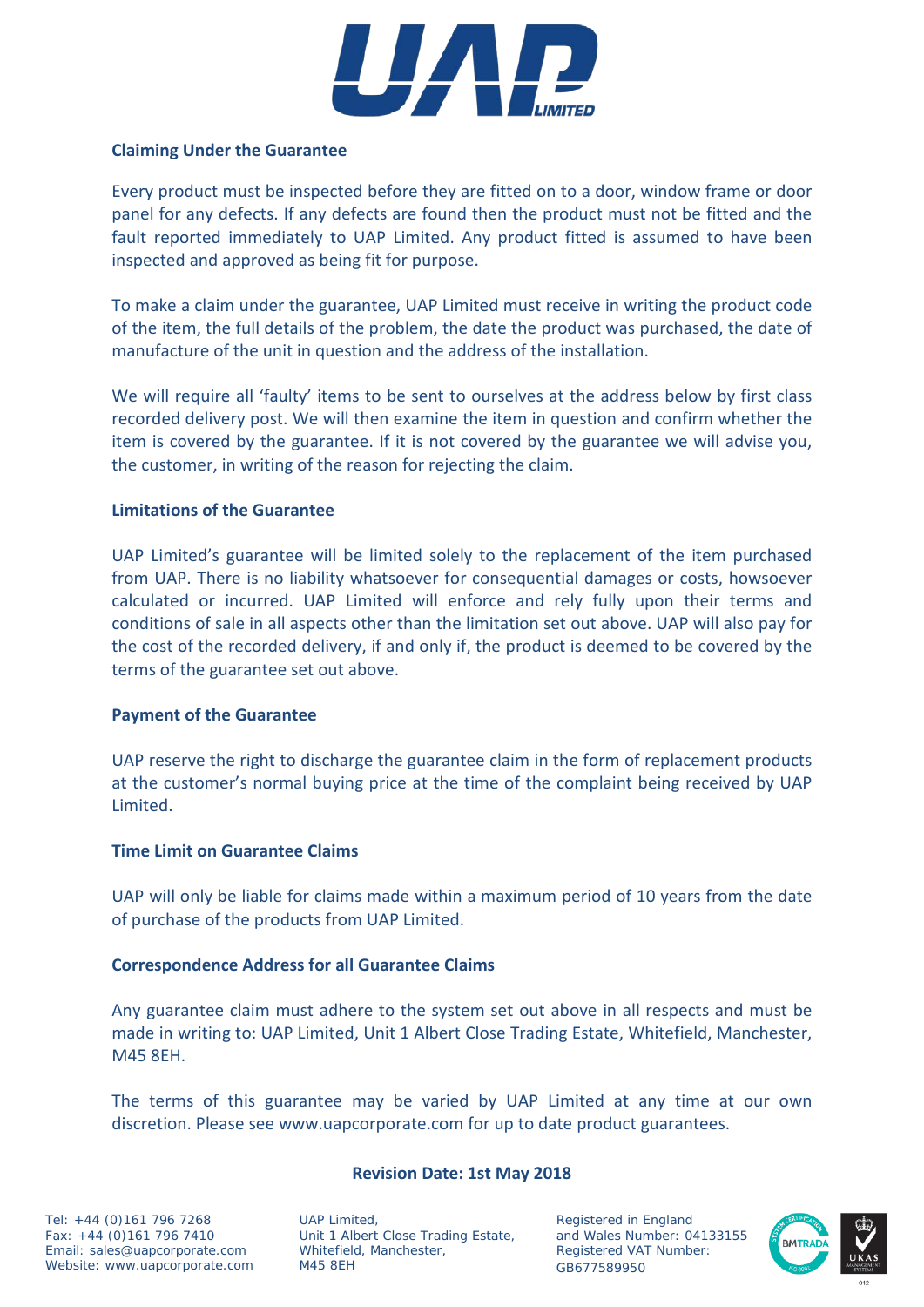## Claiming Under the Guarantee

Every product must be inspected before they are fitted on to a door, window frame or door panel for any defects. If any defects are found then the product must not be fitted and the fault reported immediately to UAP Limited. Any product fitted is assumed to have been inspected and approved as being fit for purpose.

To make a claim under the guarantee, UAP Limited must receive in writing the product code of the item, the full details of the problem, the date the product was purchased, the date of manufacture of the unit in question and the address of the installation.

We will require all 'faulty' items to be sent to ourselves at the address below by first class recorded delivery post. We will then examine the item in question and confirm whether the item is covered by the guarantee. If it is not covered by the guarantee we will advise you, the customer, in writing of the reason for rejecting the claim.

## Limitations of the Guarantee

UAP Limited's guarantee will be limited solely to the replacement of the item purchased from UAP. There is no liability whatsoever for consequential damages or costs, howsoever calculated or incurred. UAP Limited will enforce and rely fully upon their terms and conditions of sale in all aspects other than the limitation set out above. UAP will also pay for the cost of the recorded delivery, if and only if, the product is deemed to be covered by the terms of the guarantee set out above.

## Payment of the Guarantee

UAP reserve the right to discharge the guarantee claim in the form of replacement products at the customer's normal buying price at the time of the complaint being received by UAP Limited.

## Time Limit on Guarantee Claims

UAP will only be liable for claims made within a maximum period of 10 years from the date of purchase of the products from UAP Limited.

## Correspondence Address for all Guarantee Claims

Any guarantee claim must adhere to the system set out above in all respects and must be made in writing to: UAP Limited, Unit 1 Albert Close Trading Estate, Whitefield, Manchester, M45 8EH.

The terms of this guarantee may be varied by UAP Limited at any time at our own discretion. Please see www.uapcorporate.com for up to date product guarantees.

**Revision Date: 1st May 2018**

Tel: +44 (0)161 796 7268
Fax: +44 (0)161 796 7410
Email: sales@uapcorporate.com
Website: www.uapcorporate.com

UAP Limited,
Unit 1 Albert Close Trading Estate,
Whitefield, Manchester,
M45 8EH

Registered in England
and Wales Number: 04133155
Registered VAT Number:
GB677589950